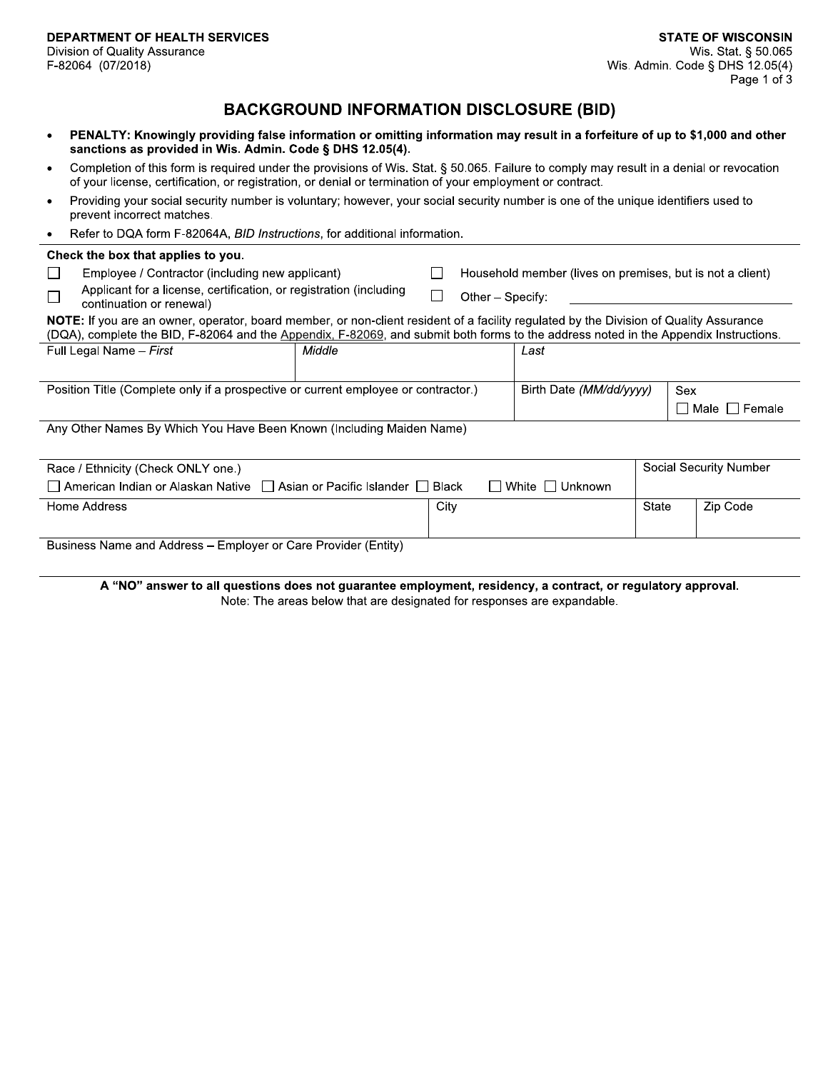**DEPARTMENT OF HEALTH SERVICES**
Division of Quality Assurance
F-82064 (07/2018)

**STATE OF WISCONSIN**
Wis. Stat. § 50.065
Wis. Admin. Code § DHS 12.05(4)

# BACKGROUND INFORMATION DISCLOSURE (BID)

- **PENALTY: Knowingly providing false information or omitting information may result in a forfeiture of up to $1,000 and other sanctions as provided in Wis. Admin. Code § DHS 12.05(4).**
- Completion of this form is required under the provisions of Wis. Stat. § 50.065. Failure to comply may result in a denial or revocation of your license, certification, or registration, or denial or termination of your employment or contract.
- Providing your social security number is voluntary; however, your social security number is one of the unique identifiers used to prevent incorrect matches.
- Refer to DQA form F-82064A, *BID Instructions*, for additional information.

**Check the box that applies to you.**

☐ Employee / Contractor (including new applicant)

☐ Household member (lives on premises, but is not a client)

☐ Applicant for a license, certification, or registration (including continuation or renewal)

☐ Other – Specify: ______________________

**NOTE:** If you are an owner, operator, board member, or non-client resident of a facility regulated by the Division of Quality Assurance (DQA), complete the BID, F-82064 and the Appendix, F-82069, and submit both forms to the address noted in the Appendix Instructions.

| Full Legal Name – *First* | *Middle* | *Last* | |
|---|---|---|---|
| | | | |

| Position Title (Complete only if a prospective or current employee or contractor.) | Birth Date *(MM/dd/yyyy)* | Sex ☐ Male ☐ Female |
|---|---|---|
| | | |

Any Other Names By Which You Have Been Known (Including Maiden Name)

| Race / Ethnicity (Check ONLY one.) ☐ American Indian or Alaskan Native ☐ Asian or Pacific Islander ☐ Black ☐ White ☐ Unknown | Social Security Number |
|---|---|
| | |

| Home Address | City | State | Zip Code |
|---|---|---|---|
| | | | |

Business Name and Address – Employer or Care Provider (Entity)

**A "NO" answer to all questions does not guarantee employment, residency, a contract, or regulatory approval.**

Note: The areas below that are designated for responses are expandable.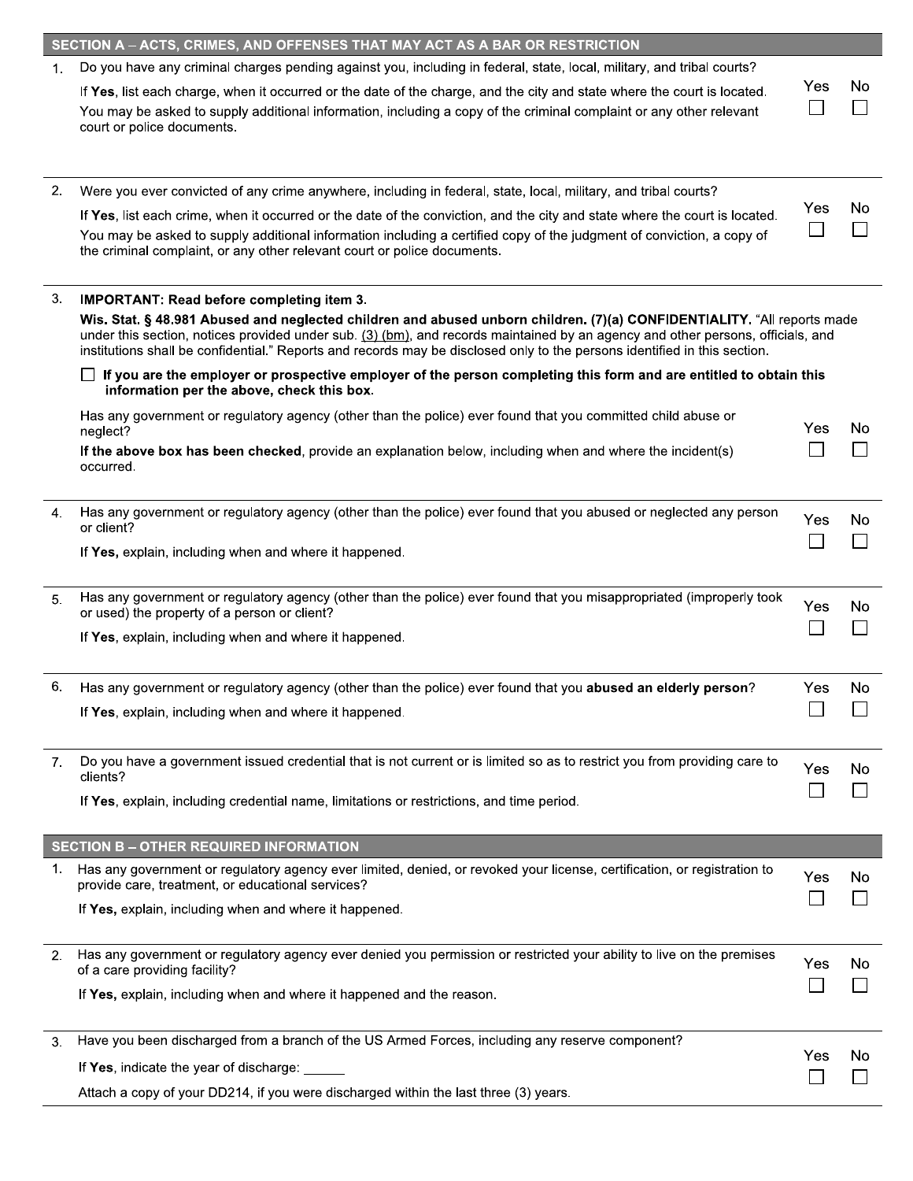## SECTION A – ACTS, CRIMES, AND OFFENSES THAT MAY ACT AS A BAR OR RESTRICTION

1. Do you have any criminal charges pending against you, including in federal, state, local, military, and tribal courts?

   If **Yes**, list each charge, when it occurred or the date of the charge, and the city and state where the court is located. You may be asked to supply additional information, including a copy of the criminal complaint or any other relevant court or police documents.

   ☐ Yes ☐ No

2. Were you ever convicted of any crime anywhere, including in federal, state, local, military, and tribal courts?

   If **Yes**, list each crime, when it occurred or the date of the conviction, and the city and state where the court is located. You may be asked to supply additional information including a certified copy of the judgment of conviction, a copy of the criminal complaint, or any other relevant court or police documents.

   ☐ Yes ☐ No

3. **IMPORTANT: Read before completing item 3.**

   **Wis. Stat. § 48.981 Abused and neglected children and abused unborn children. (7)(a) CONFIDENTIALITY.** "All reports made under this section, notices provided under sub. (3) (bm), and records maintained by an agency and other persons, officials, and institutions shall be confidential." Reports and records may be disclosed only to the persons identified in this section.

   ☐ **If you are the employer or prospective employer of the person completing this form and are entitled to obtain this information per the above, check this box.**

   Has any government or regulatory agency (other than the police) ever found that you committed child abuse or neglect?

   **If the above box has been checked**, provide an explanation below, including when and where the incident(s) occurred.

   ☐ Yes ☐ No

4. Has any government or regulatory agency (other than the police) ever found that you abused or neglected any person or client?

   If **Yes,** explain, including when and where it happened.

   ☐ Yes ☐ No

5. Has any government or regulatory agency (other than the police) ever found that you misappropriated (improperly took or used) the property of a person or client?

   If **Yes**, explain, including when and where it happened.

   ☐ Yes ☐ No

6. Has any government or regulatory agency (other than the police) ever found that you **abused an elderly person**?

   If **Yes**, explain, including when and where it happened.

   ☐ Yes ☐ No

7. Do you have a government issued credential that is not current or is limited so as to restrict you from providing care to clients?

   If **Yes**, explain, including credential name, limitations or restrictions, and time period.

   ☐ Yes ☐ No

## SECTION B – OTHER REQUIRED INFORMATION

1. Has any government or regulatory agency ever limited, denied, or revoked your license, certification, or registration to provide care, treatment, or educational services?

   If **Yes,** explain, including when and where it happened.

   ☐ Yes ☐ No

2. Has any government or regulatory agency ever denied you permission or restricted your ability to live on the premises of a care providing facility?

   If **Yes,** explain, including when and where it happened and the reason.

   ☐ Yes ☐ No

3. Have you been discharged from a branch of the US Armed Forces, including any reserve component?

   If **Yes**, indicate the year of discharge: ______

   Attach a copy of your DD214, if you were discharged within the last three (3) years.

   ☐ Yes ☐ No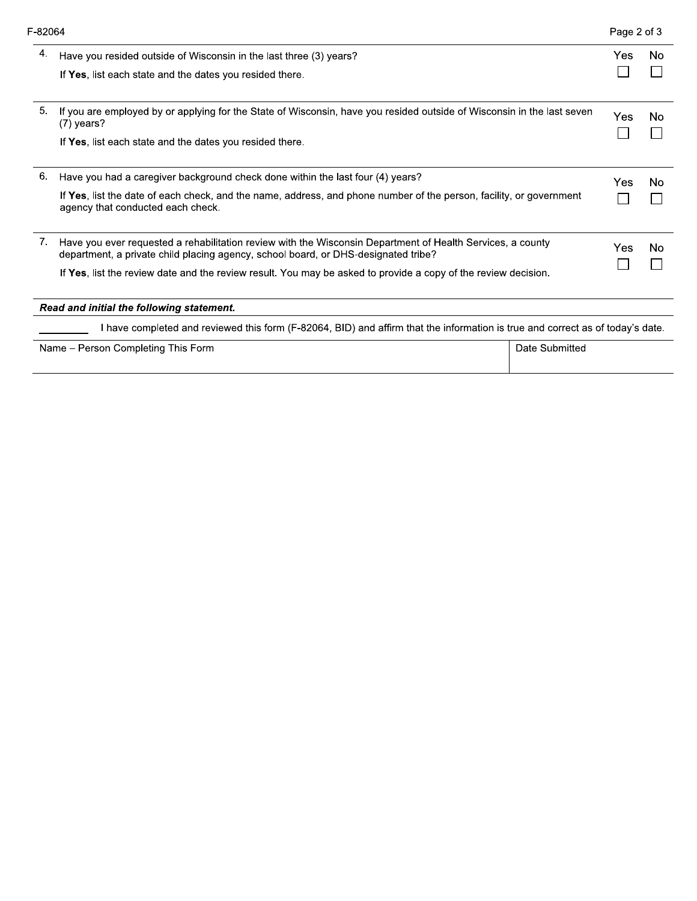| | | Yes | No |
|---|---|---|---|
| 4. | Have you resided outside of Wisconsin in the last three (3) years?<br><br>If **Yes**, list each state and the dates you resided there. | ☐ | ☐ |
| 5. | If you are employed by or applying for the State of Wisconsin, have you resided outside of Wisconsin in the last seven (7) years?<br><br>If **Yes**, list each state and the dates you resided there. | ☐ | ☐ |
| 6. | Have you had a caregiver background check done within the last four (4) years?<br><br>If **Yes**, list the date of each check, and the name, address, and phone number of the person, facility, or government agency that conducted each check. | ☐ | ☐ |
| 7. | Have you ever requested a rehabilitation review with the Wisconsin Department of Health Services, a county department, a private child placing agency, school board, or DHS-designated tribe?<br><br>If **Yes**, list the review date and the review result. You may be asked to provide a copy of the review decision. | ☐ | ☐ |

***Read and initial the following statement.***

________ I have completed and reviewed this form (F-82064, BID) and affirm that the information is true and correct as of today's date.

| Name – Person Completing This Form | Date Submitted |
|---|---|
| | |